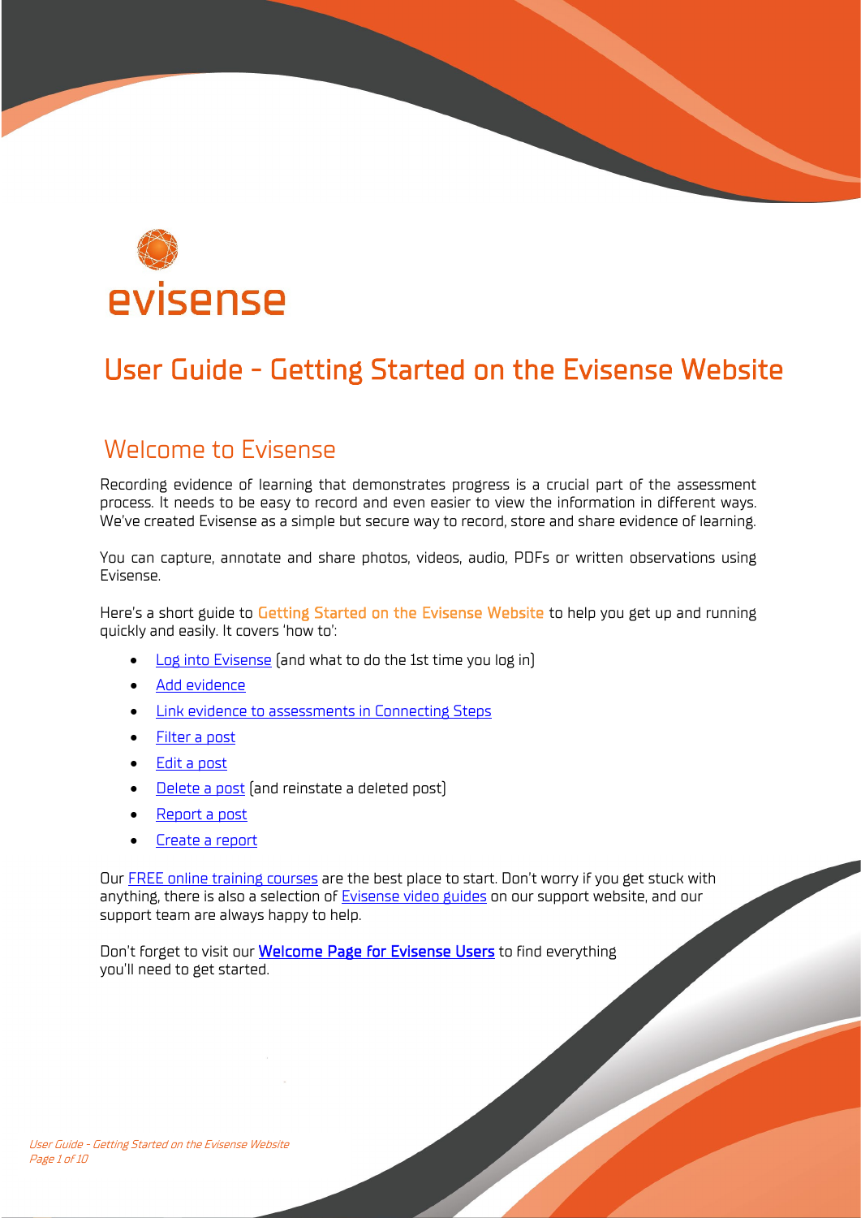evisense

# User Guide - Getting Started on the Evisense Website

## Welcome to Evisense

Recording evidence of learning that demonstrates progress is a crucial part of the assessment process. It needs to be easy to record and even easier to view the information in different ways. We've created Evisense as a simple but secure way to record, store and share evidence of learning.

You can capture, annotate and share photos, videos, audio, PDFs or written observations using Evisense.

Here's a short guide to Getting Started on the Evisense Website to help you get up and running quickly and easily. It covers 'how to':

- Log into Evisense (and what to do the 1st time you log in)
- Add evidence
- Link evidence to assessments in Connecting Steps
- Filter a post
- Edit a post
- Delete a post (and reinstate a deleted post)
- Report a post
- Create a report

Our FREE online training courses are the best place to start. Don't worry if you get stuck with anything, there is also a selection of Evisense video guides on our support website, and our support team are always happy to help.

Don't forget to visit our **Welcome Page for Evisense Users** to find everything you'll need to get started.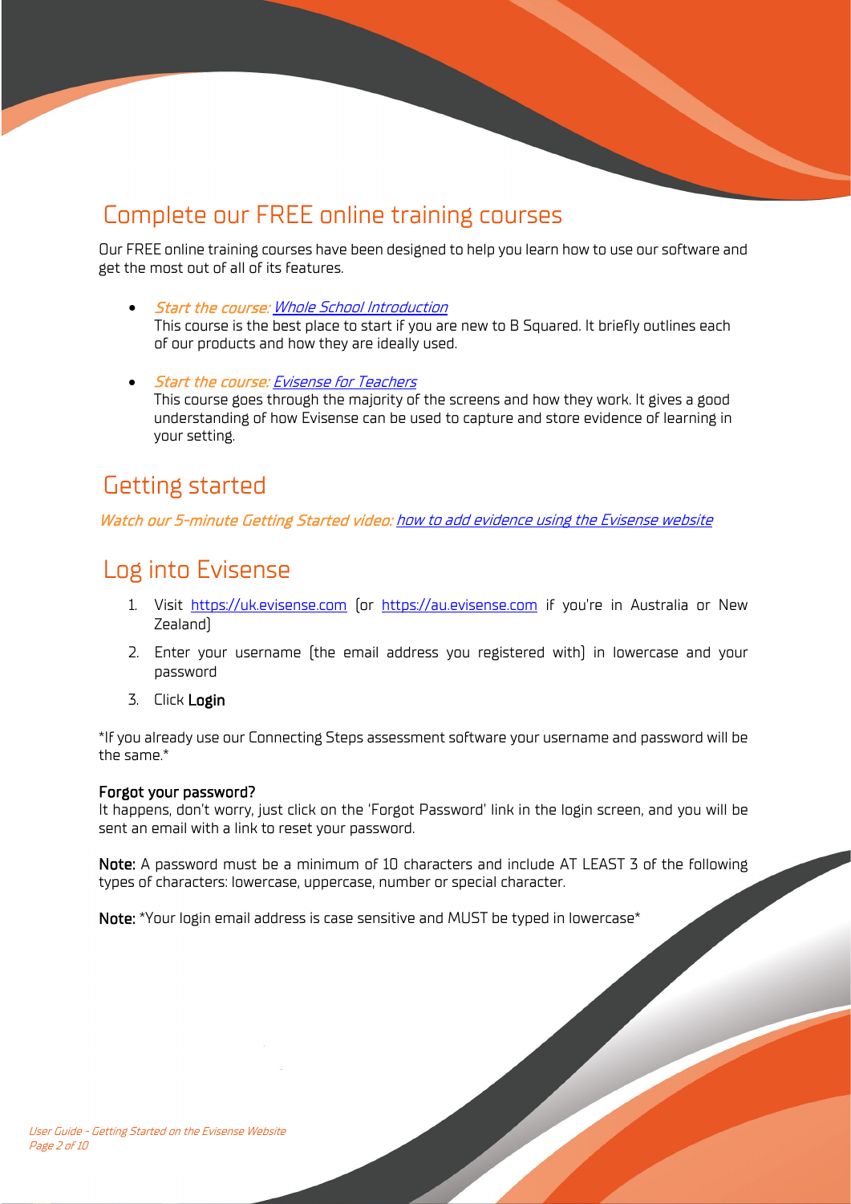## Complete our FREE online training courses

Our FREE online training courses have been designed to help you learn how to use our software and get the most out of all of its features.

- *Start the course: [Whole School Introduction]()*
  This course is the best place to start if you are new to B Squared. It briefly outlines each of our products and how they are ideally used.

- *Start the course: [Evisense for Teachers]()*
  This course goes through the majority of the screens and how they work. It gives a good understanding of how Evisense can be used to capture and store evidence of learning in your setting.

## Getting started

*Watch our 5-minute Getting Started video: [how to add evidence using the Evisense website]()*

## Log into Evisense

1. Visit https://uk.evisense.com (or https://au.evisense.com if you're in Australia or New Zealand)
2. Enter your username (the email address you registered with) in lowercase and your password
3. Click **Login**

*If you already use our Connecting Steps assessment software your username and password will be the same.*

**Forgot your password?**
It happens, don't worry, just click on the 'Forgot Password' link in the login screen, and you will be sent an email with a link to reset your password.

**Note:** A password must be a minimum of 10 characters and include AT LEAST 3 of the following types of characters: lowercase, uppercase, number or special character.

**Note:** *Your login email address is case sensitive and MUST be typed in lowercase*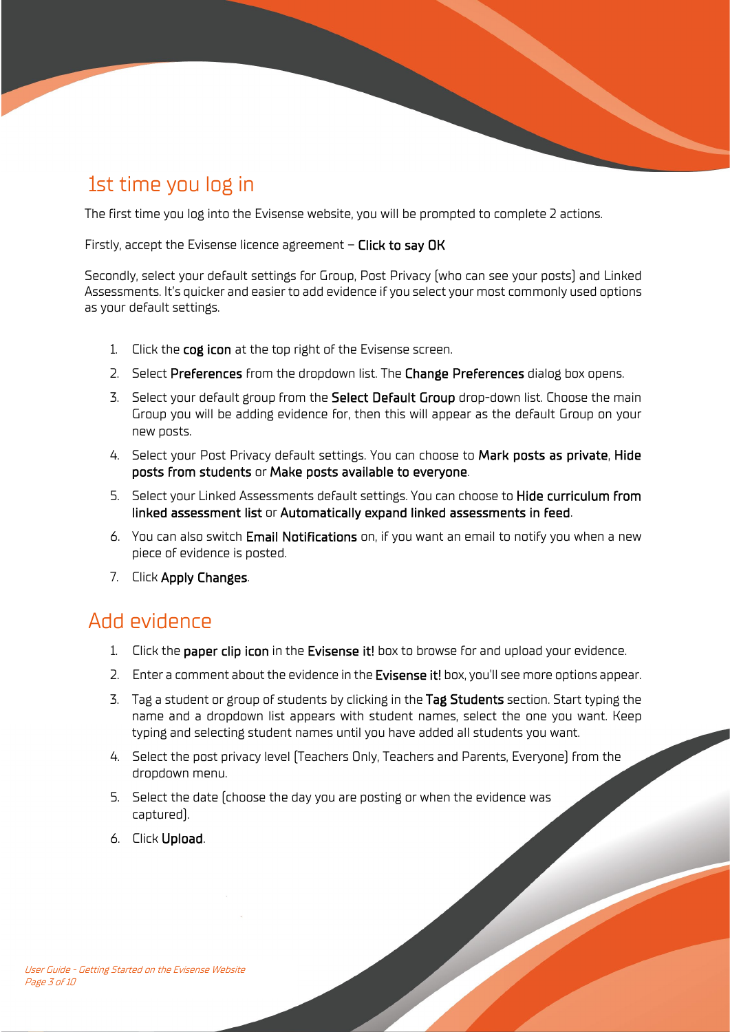## 1st time you log in

The first time you log into the Evisense website, you will be prompted to complete 2 actions.

Firstly, accept the Evisense licence agreement – **Click to say OK**

Secondly, select your default settings for Group, Post Privacy (who can see your posts) and Linked Assessments. It's quicker and easier to add evidence if you select your most commonly used options as your default settings.

1. Click the **cog icon** at the top right of the Evisense screen.
2. Select **Preferences** from the dropdown list. The **Change Preferences** dialog box opens.
3. Select your default group from the **Select Default Group** drop-down list. Choose the main Group you will be adding evidence for, then this will appear as the default Group on your new posts.
4. Select your Post Privacy default settings. You can choose to **Mark posts as private**, **Hide posts from students** or **Make posts available to everyone**.
5. Select your Linked Assessments default settings. You can choose to **Hide curriculum from linked assessment list** or **Automatically expand linked assessments in feed**.
6. You can also switch **Email Notifications** on, if you want an email to notify you when a new piece of evidence is posted.
7. Click **Apply Changes**.

## Add evidence

1. Click the **paper clip icon** in the **Evisense it!** box to browse for and upload your evidence.
2. Enter a comment about the evidence in the **Evisense it!** box, you'll see more options appear.
3. Tag a student or group of students by clicking in the **Tag Students** section. Start typing the name and a dropdown list appears with student names, select the one you want. Keep typing and selecting student names until you have added all students you want.
4. Select the post privacy level (Teachers Only, Teachers and Parents, Everyone) from the dropdown menu.
5. Select the date (choose the day you are posting or when the evidence was captured).
6. Click **Upload**.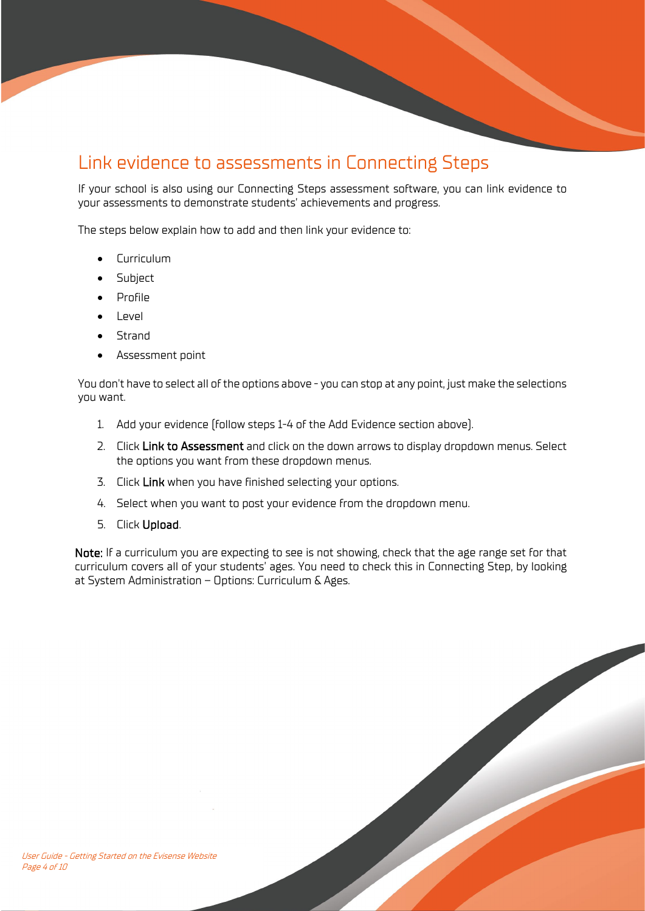## Link evidence to assessments in Connecting Steps

If your school is also using our Connecting Steps assessment software, you can link evidence to your assessments to demonstrate students' achievements and progress.

The steps below explain how to add and then link your evidence to:

- Curriculum
- Subject
- Profile
- Level
- Strand
- Assessment point

You don't have to select all of the options above - you can stop at any point, just make the selections you want.

1. Add your evidence (follow steps 1-4 of the Add Evidence section above).
2. Click **Link to Assessment** and click on the down arrows to display dropdown menus. Select the options you want from these dropdown menus.
3. Click **Link** when you have finished selecting your options.
4. Select when you want to post your evidence from the dropdown menu.
5. Click **Upload**.

**Note:** If a curriculum you are expecting to see is not showing, check that the age range set for that curriculum covers all of your students' ages. You need to check this in Connecting Step, by looking at System Administration – Options: Curriculum & Ages.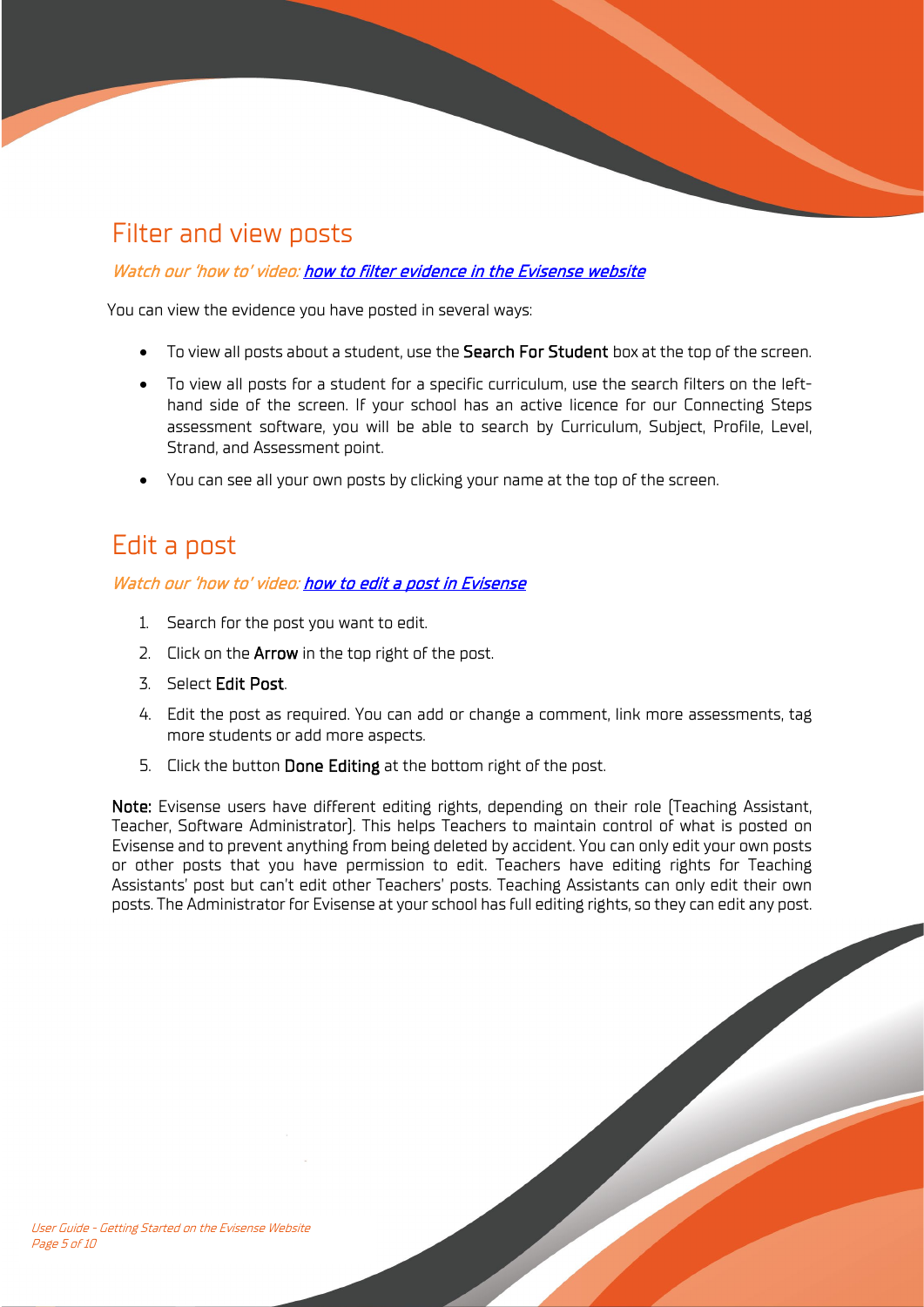## Filter and view posts

*Watch our 'how to' video: [how to filter evidence in the Evisense website]*

You can view the evidence you have posted in several ways:

- To view all posts about a student, use the **Search For Student** box at the top of the screen.
- To view all posts for a student for a specific curriculum, use the search filters on the left-hand side of the screen. If your school has an active licence for our Connecting Steps assessment software, you will be able to search by Curriculum, Subject, Profile, Level, Strand, and Assessment point.
- You can see all your own posts by clicking your name at the top of the screen.

## Edit a post

*Watch our 'how to' video: [how to edit a post in Evisense]*

1. Search for the post you want to edit.
2. Click on the **Arrow** in the top right of the post.
3. Select **Edit Post**.
4. Edit the post as required. You can add or change a comment, link more assessments, tag more students or add more aspects.
5. Click the button **Done Editing** at the bottom right of the post.

**Note:** Evisense users have different editing rights, depending on their role (Teaching Assistant, Teacher, Software Administrator). This helps Teachers to maintain control of what is posted on Evisense and to prevent anything from being deleted by accident. You can only edit your own posts or other posts that you have permission to edit. Teachers have editing rights for Teaching Assistants' post but can't edit other Teachers' posts. Teaching Assistants can only edit their own posts. The Administrator for Evisense at your school has full editing rights, so they can edit any post.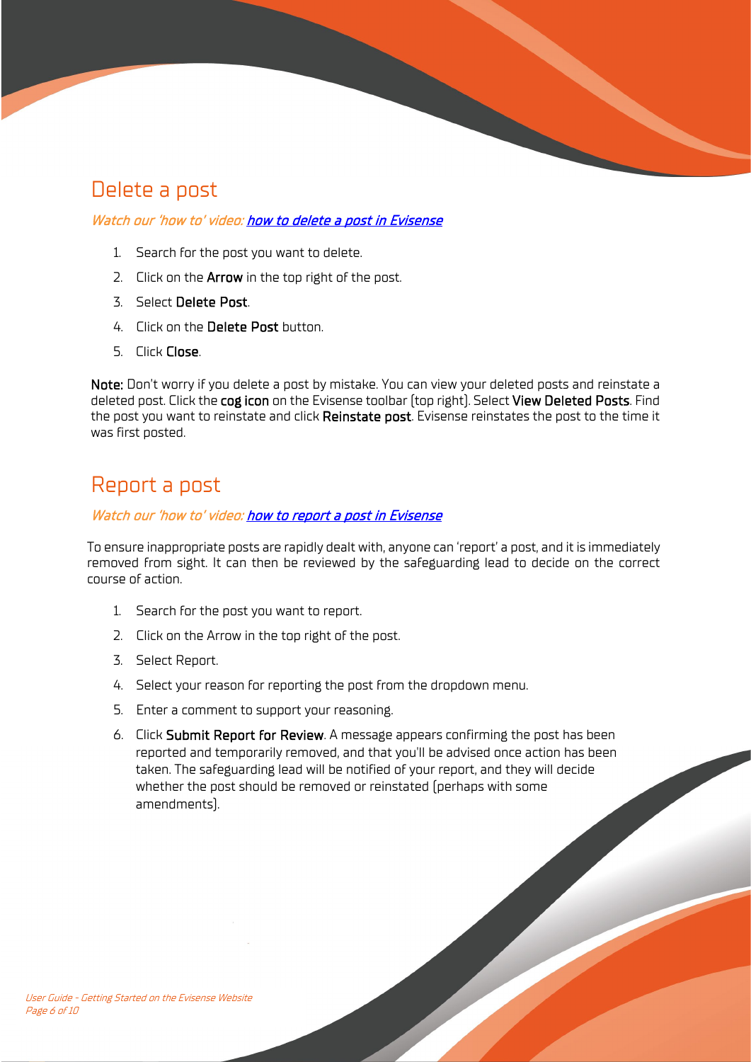## Delete a post

*Watch our 'how to' video: [how to delete a post in Evisense]*

1. Search for the post you want to delete.
2. Click on the **Arrow** in the top right of the post.
3. Select **Delete Post**.
4. Click on the **Delete Post** button.
5. Click **Close**.

**Note:** Don't worry if you delete a post by mistake. You can view your deleted posts and reinstate a deleted post. Click the **cog icon** on the Evisense toolbar (top right). Select **View Deleted Posts**. Find the post you want to reinstate and click **Reinstate post**. Evisense reinstates the post to the time it was first posted.

## Report a post

*Watch our 'how to' video: [how to report a post in Evisense]*

To ensure inappropriate posts are rapidly dealt with, anyone can 'report' a post, and it is immediately removed from sight. It can then be reviewed by the safeguarding lead to decide on the correct course of action.

1. Search for the post you want to report.
2. Click on the Arrow in the top right of the post.
3. Select Report.
4. Select your reason for reporting the post from the dropdown menu.
5. Enter a comment to support your reasoning.
6. Click **Submit Report for Review**. A message appears confirming the post has been reported and temporarily removed, and that you'll be advised once action has been taken. The safeguarding lead will be notified of your report, and they will decide whether the post should be removed or reinstated (perhaps with some amendments).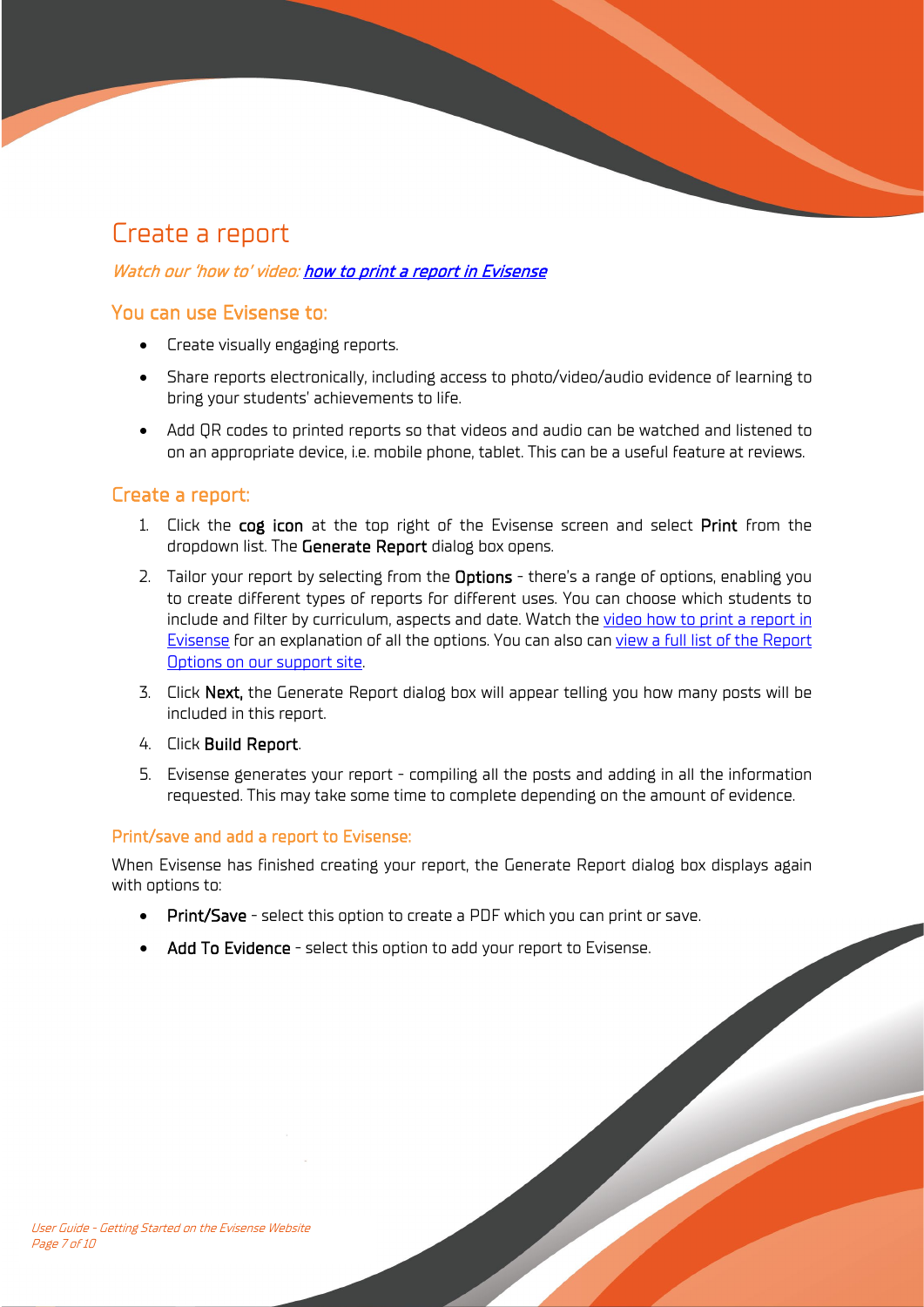# Create a report

*Watch our 'how to' video: [how to print a report in Evisense]*

## You can use Evisense to:

- Create visually engaging reports.
- Share reports electronically, including access to photo/video/audio evidence of learning to bring your students' achievements to life.
- Add QR codes to printed reports so that videos and audio can be watched and listened to on an appropriate device, i.e. mobile phone, tablet. This can be a useful feature at reviews.

## Create a report:

1. Click the **cog icon** at the top right of the Evisense screen and select **Print** from the dropdown list. The **Generate Report** dialog box opens.
2. Tailor your report by selecting from the **Options** - there's a range of options, enabling you to create different types of reports for different uses. You can choose which students to include and filter by curriculum, aspects and date. Watch the video how to print a report in Evisense for an explanation of all the options. You can also can view a full list of the Report Options on our support site.
3. Click **Next,** the Generate Report dialog box will appear telling you how many posts will be included in this report.
4. Click **Build Report**.
5. Evisense generates your report - compiling all the posts and adding in all the information requested. This may take some time to complete depending on the amount of evidence.

### Print/save and add a report to Evisense:

When Evisense has finished creating your report, the Generate Report dialog box displays again with options to:

- **Print/Save** - select this option to create a PDF which you can print or save.
- **Add To Evidence** - select this option to add your report to Evisense.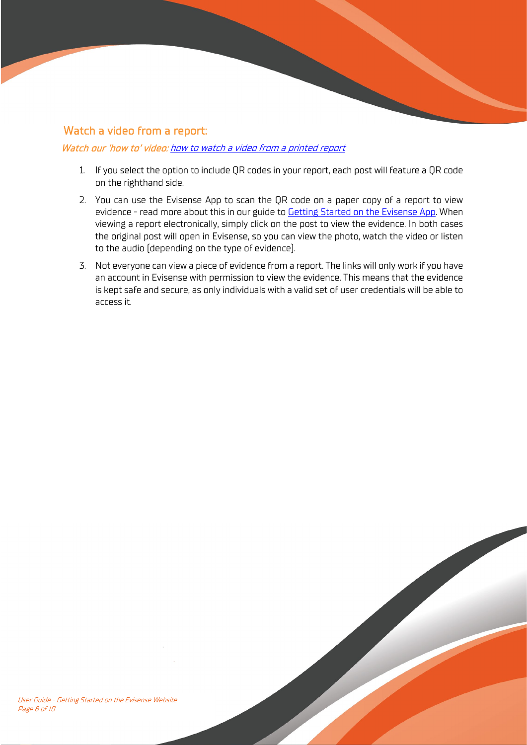## Watch a video from a report:

*Watch our 'how to' video: [how to watch a video from a printed report]()*

1. If you select the option to include QR codes in your report, each post will feature a QR code on the righthand side.
2. You can use the Evisense App to scan the QR code on a paper copy of a report to view evidence - read more about this in our guide to [Getting Started on the Evisense App](). When viewing a report electronically, simply click on the post to view the evidence. In both cases the original post will open in Evisense, so you can view the photo, watch the video or listen to the audio (depending on the type of evidence).
3. Not everyone can view a piece of evidence from a report. The links will only work if you have an account in Evisense with permission to view the evidence. This means that the evidence is kept safe and secure, as only individuals with a valid set of user credentials will be able to access it.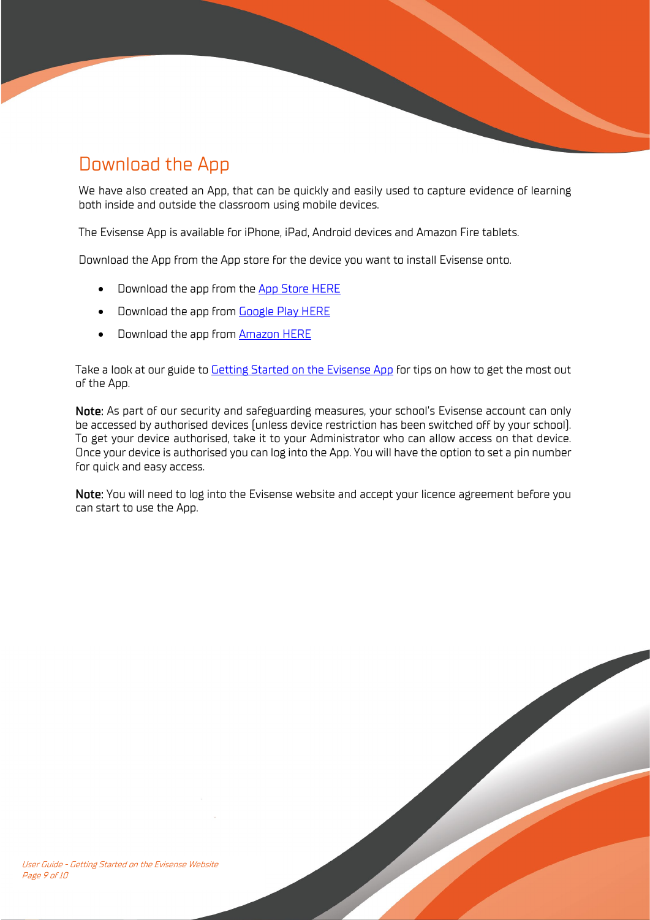## Download the App

We have also created an App, that can be quickly and easily used to capture evidence of learning both inside and outside the classroom using mobile devices.

The Evisense App is available for iPhone, iPad, Android devices and Amazon Fire tablets.

Download the App from the App store for the device you want to install Evisense onto.

- Download the app from the App Store HERE
- Download the app from Google Play HERE
- Download the app from Amazon HERE

Take a look at our guide to Getting Started on the Evisense App for tips on how to get the most out of the App.

**Note:** As part of our security and safeguarding measures, your school's Evisense account can only be accessed by authorised devices (unless device restriction has been switched off by your school). To get your device authorised, take it to your Administrator who can allow access on that device. Once your device is authorised you can log into the App. You will have the option to set a pin number for quick and easy access.

**Note:** You will need to log into the Evisense website and accept your licence agreement before you can start to use the App.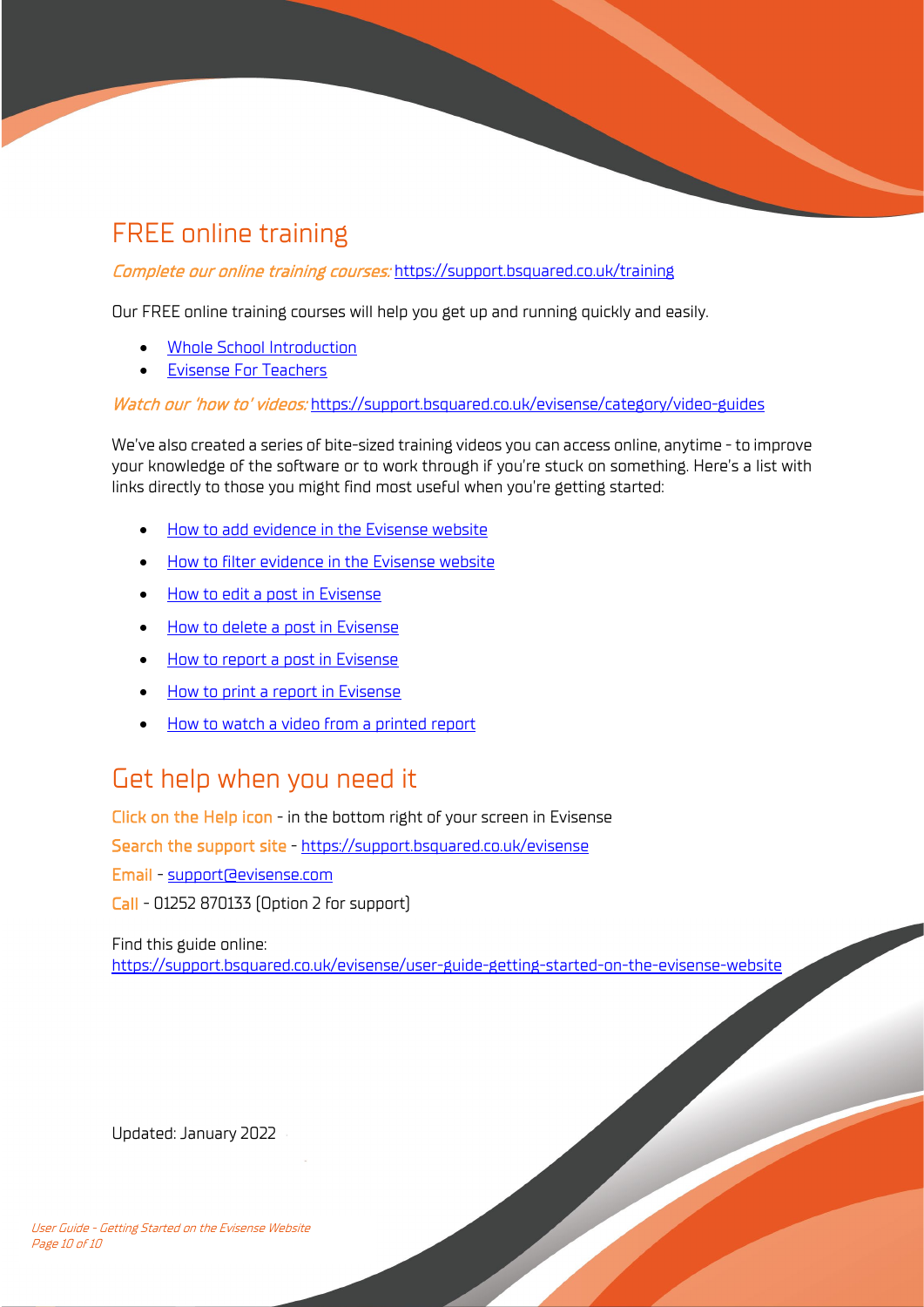## FREE online training

*Complete our online training courses:* https://support.bsquared.co.uk/training

Our FREE online training courses will help you get up and running quickly and easily.

- Whole School Introduction
- Evisense For Teachers

*Watch our 'how to' videos:* https://support.bsquared.co.uk/evisense/category/video-guides

We've also created a series of bite-sized training videos you can access online, anytime - to improve your knowledge of the software or to work through if you're stuck on something. Here's a list with links directly to those you might find most useful when you're getting started:

- How to add evidence in the Evisense website
- How to filter evidence in the Evisense website
- How to edit a post in Evisense
- How to delete a post in Evisense
- How to report a post in Evisense
- How to print a report in Evisense
- How to watch a video from a printed report

## Get help when you need it

Click on the Help icon - in the bottom right of your screen in Evisense

Search the support site - https://support.bsquared.co.uk/evisense

Email - support@evisense.com

Call - 01252 870133 (Option 2 for support)

Find this guide online:
https://support.bsquared.co.uk/evisense/user-guide-getting-started-on-the-evisense-website

Updated: January 2022